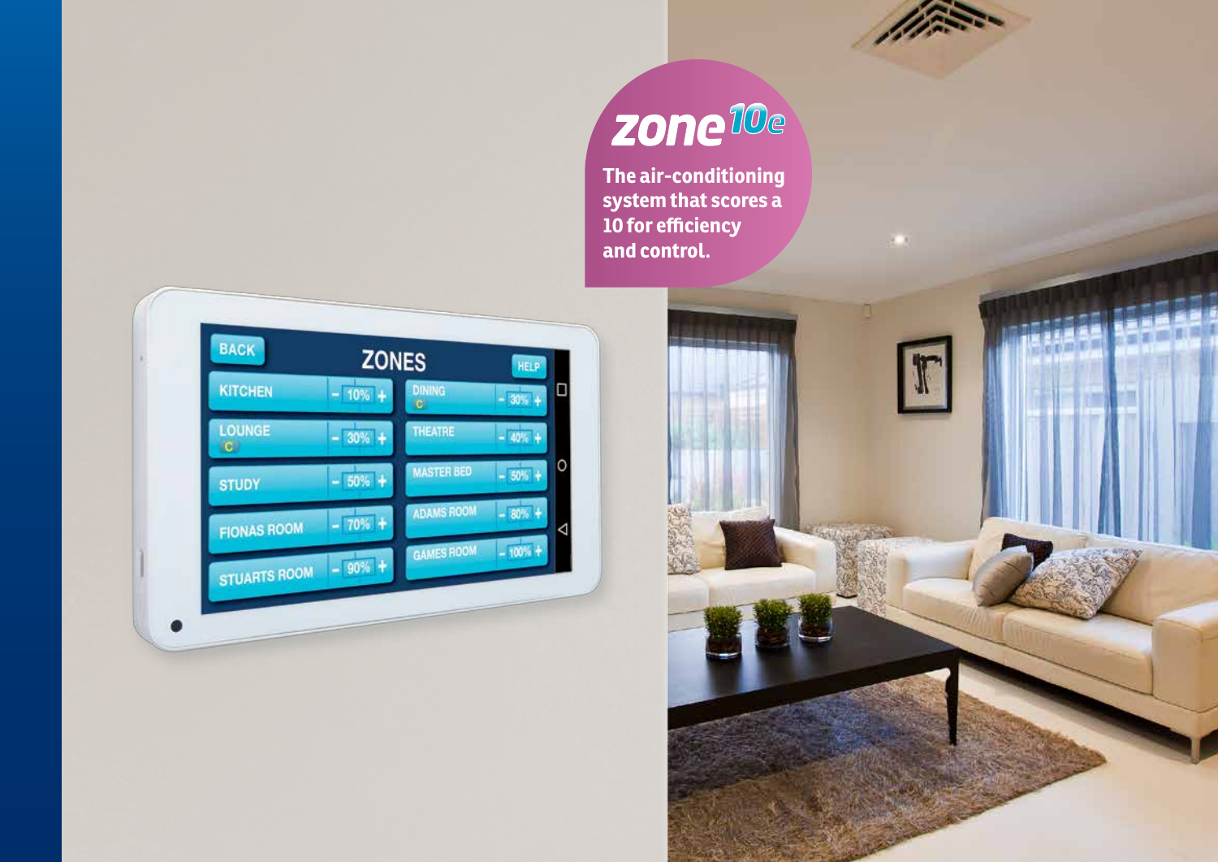# zone10e

**The air-conditioning system that scores a 10 for efficiency and control.**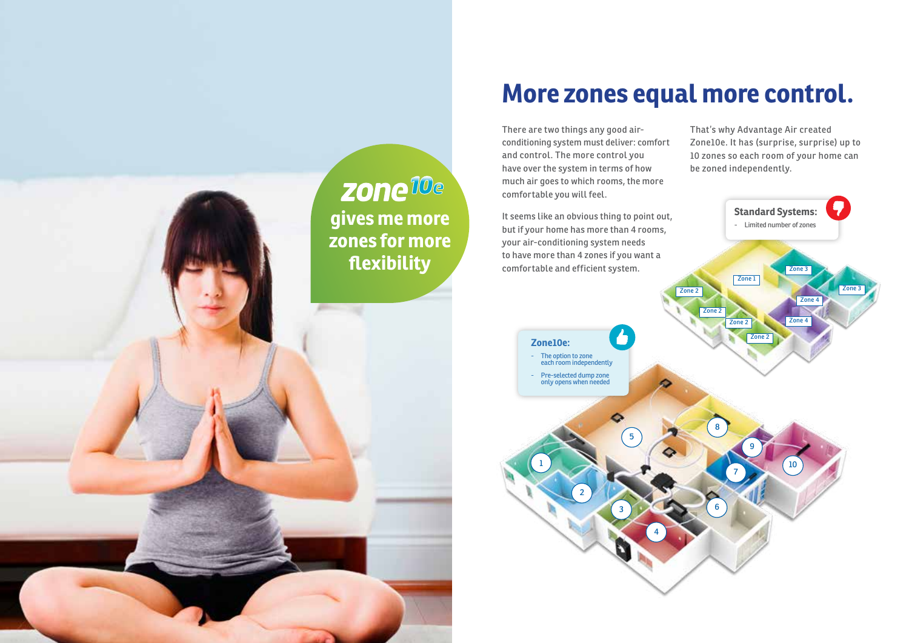**zone 10e gives me more zones for more flexibility**

# More zones equal more control.

There are two things any good air-conditioning system must deliver: comfort and control. The more control you have over the system in terms of how much air goes to which rooms, the more comfortable you will feel.

It seems like an obvious thing to point out, but if your home has more than 4 rooms, your air-conditioning system needs to have more than 4 zones if you want a comfortable and efficient system.

That's why Advantage Air created Zone10e. It has (surprise, surprise) up to 10 zones so each room of your home can be zoned independently.

**Standard Systems:**

- Limited number of zones

Zone 1
Zone 2
Zone 2
Zone 2
Zone 2
Zone 3
Zone 3
Zone 4
Zone 4

**Zone10e:**

- The option to zone each room independently
- Pre-selected dump zone only opens when needed

1
2
3
4
5
6
7
8
9
10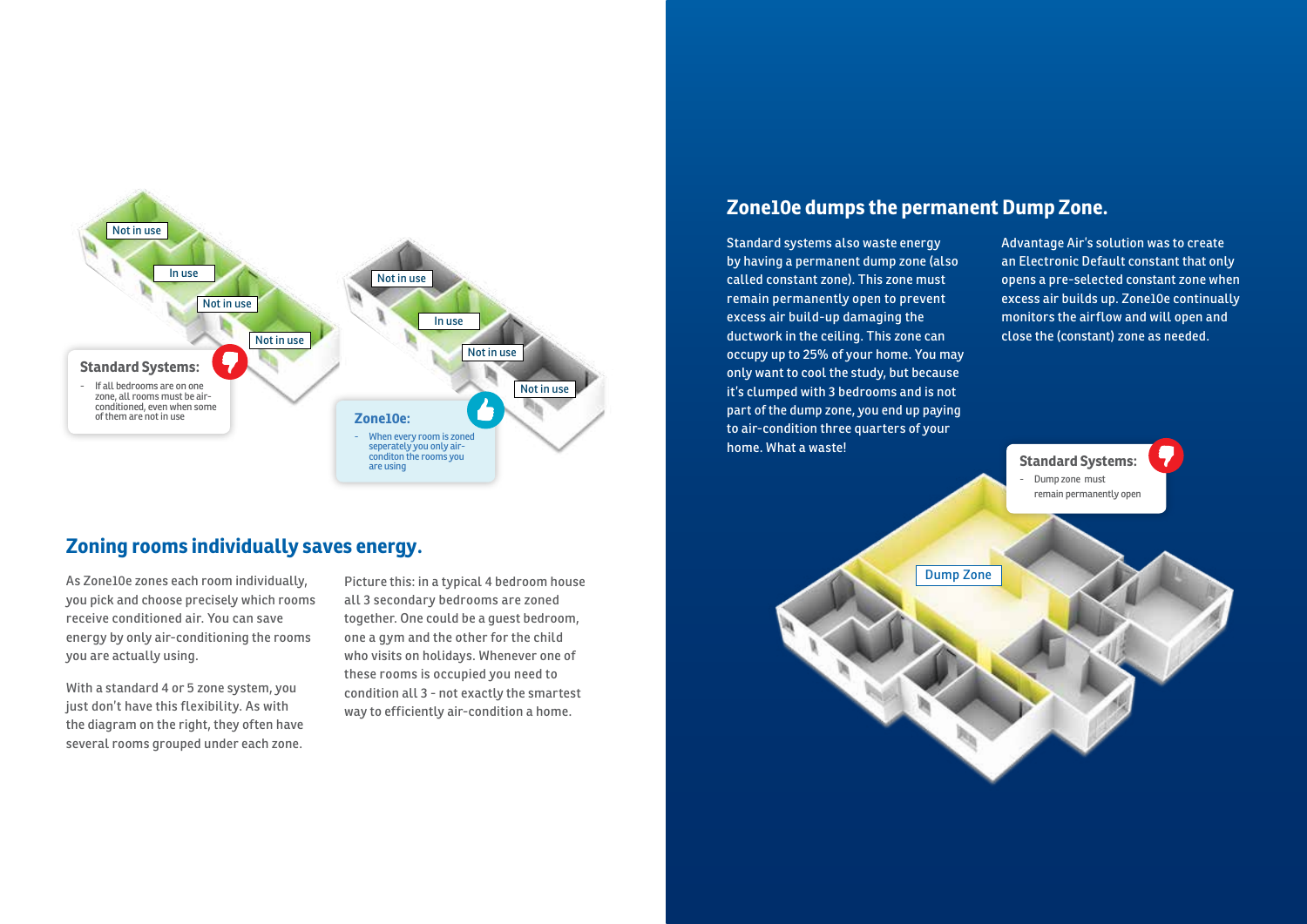Not in use

In use

Not in use

Not in use

**Standard Systems:**

- If all bedrooms are on one zone, all rooms must be air-conditioned, even when some of them are not in use

Not in use

In use

Not in use

Not in use

**Zone10e:**

- When every room is zoned seperately you only air-conditon the rooms you are using

## Zoning rooms individually saves energy.

As Zone10e zones each room individually, you pick and choose precisely which rooms receive conditioned air. You can save energy by only air-conditioning the rooms you are actually using.

With a standard 4 or 5 zone system, you just don't have this flexibility. As with the diagram on the right, they often have several rooms grouped under each zone.

Picture this: in a typical 4 bedroom house all 3 secondary bedrooms are zoned together. One could be a guest bedroom, one a gym and the other for the child who visits on holidays. Whenever one of these rooms is occupied you need to condition all 3 - not exactly the smartest way to efficiently air-condition a home.

## Zone10e dumps the permanent Dump Zone.

Standard systems also waste energy by having a permanent dump zone (also called constant zone). This zone must remain permanently open to prevent excess air build-up damaging the ductwork in the ceiling. This zone can occupy up to 25% of your home. You may only want to cool the study, but because it's clumped with 3 bedrooms and is not part of the dump zone, you end up paying to air-condition three quarters of your home. What a waste!

Advantage Air's solution was to create an Electronic Default constant that only opens a pre-selected constant zone when excess air builds up. Zone10e continually monitors the airflow and will open and close the (constant) zone as needed.

**Standard Systems:**

- Dump zone must remain permanently open

Dump Zone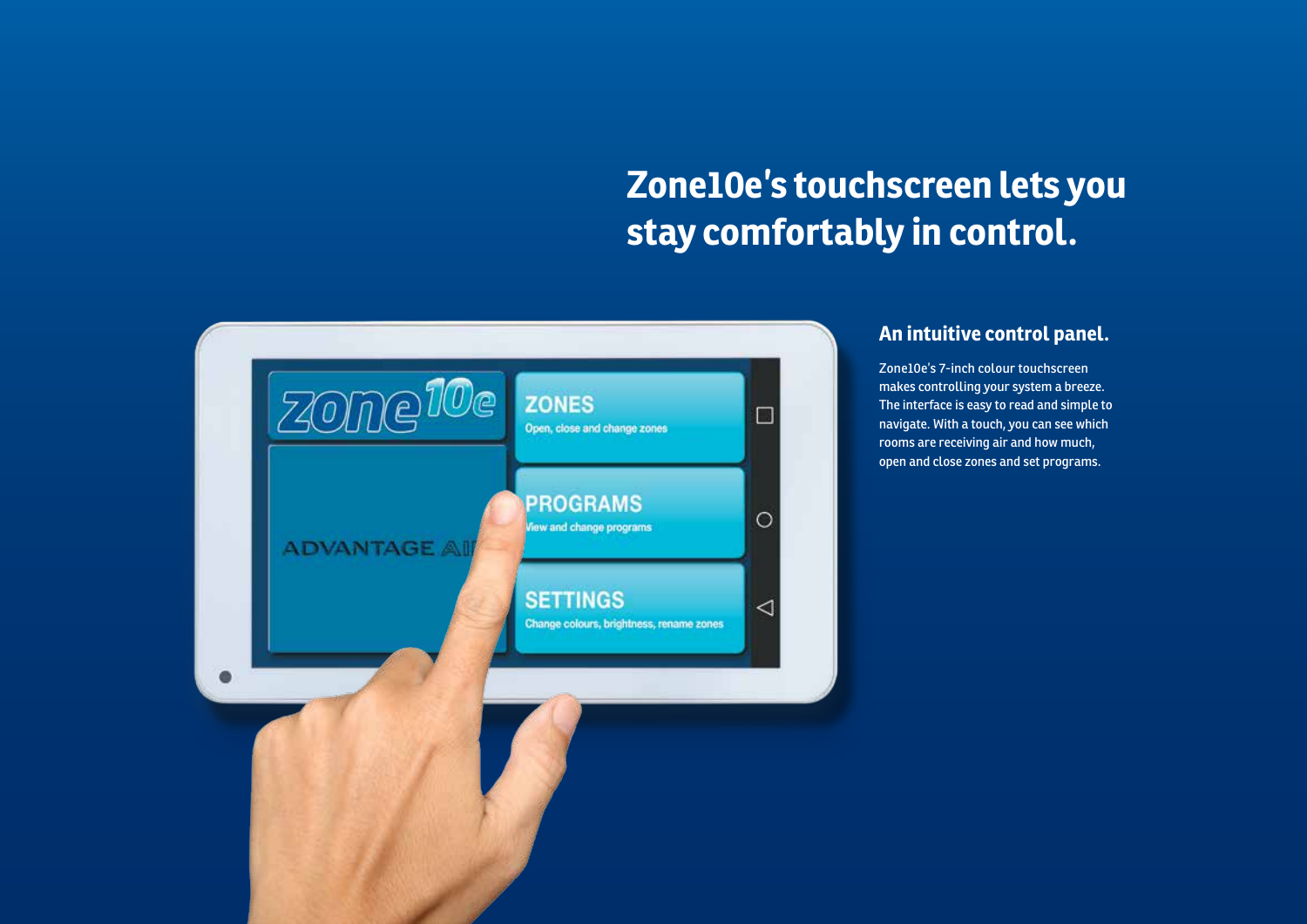# Zone10e's touchscreen lets you stay comfortably in control.

## An intuitive control panel.

Zone10e's 7-inch colour touchscreen makes controlling your system a breeze. The interface is easy to read and simple to navigate. With a touch, you can see which rooms are receiving air and how much, open and close zones and set programs.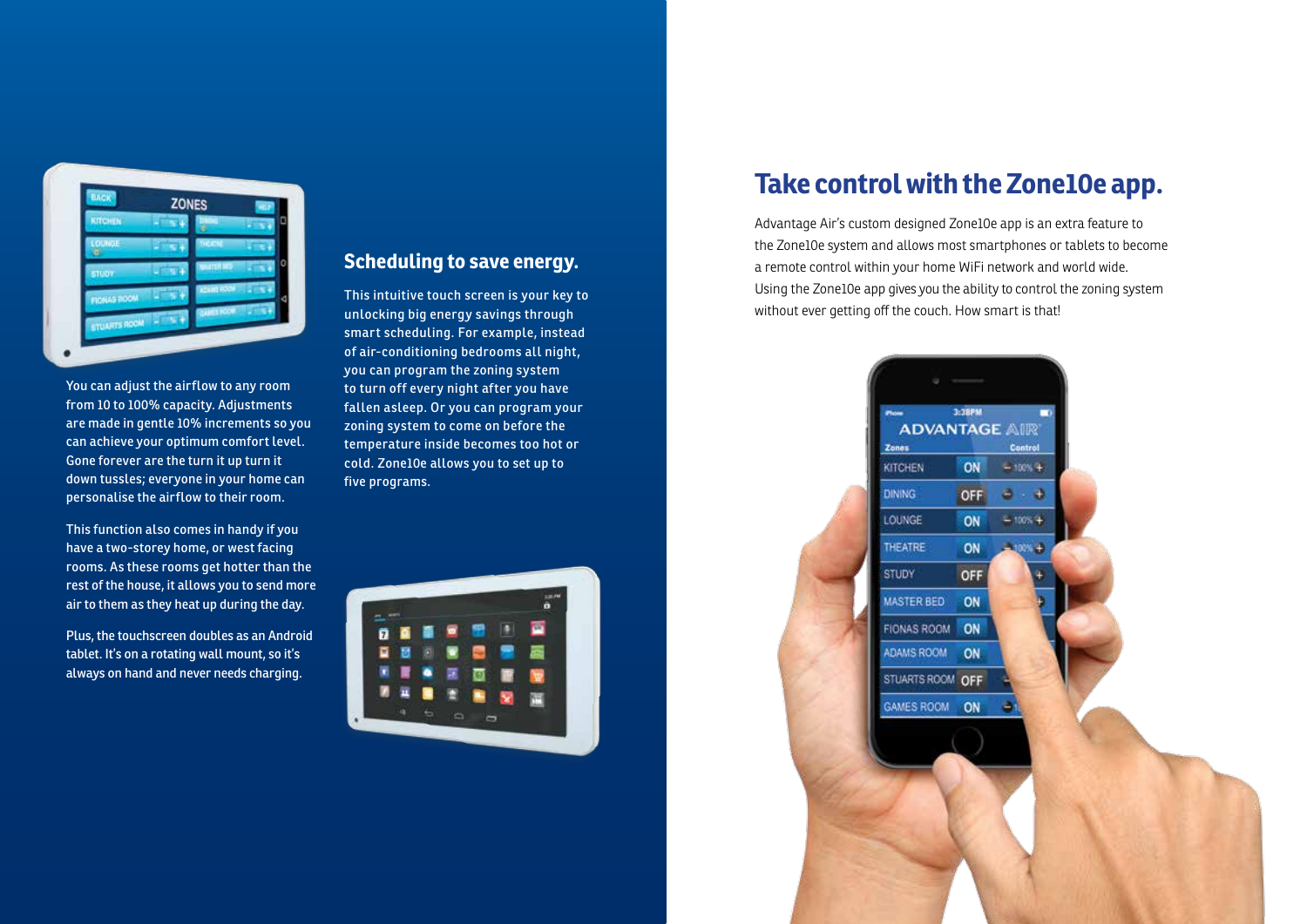You can adjust the airflow to any room from 10 to 100% capacity. Adjustments are made in gentle 10% increments so you can achieve your optimum comfort level. Gone forever are the turn it up turn it down tussles; everyone in your home can personalise the airflow to their room.

This function also comes in handy if you have a two-storey home, or west facing rooms. As these rooms get hotter than the rest of the house, it allows you to send more air to them as they heat up during the day.

Plus, the touchscreen doubles as an Android tablet. It's on a rotating wall mount, so it's always on hand and never needs charging.

## Scheduling to save energy.

This intuitive touch screen is your key to unlocking big energy savings through smart scheduling. For example, instead of air-conditioning bedrooms all night, you can program the zoning system to turn off every night after you have fallen asleep. Or you can program your zoning system to come on before the temperature inside becomes too hot or cold. Zone10e allows you to set up to five programs.

# Take control with the Zone10e app.

Advantage Air's custom designed Zone10e app is an extra feature to the Zone10e system and allows most smartphones or tablets to become a remote control within your home WiFi network and world wide. Using the Zone10e app gives you the ability to control the zoning system without ever getting off the couch. How smart is that!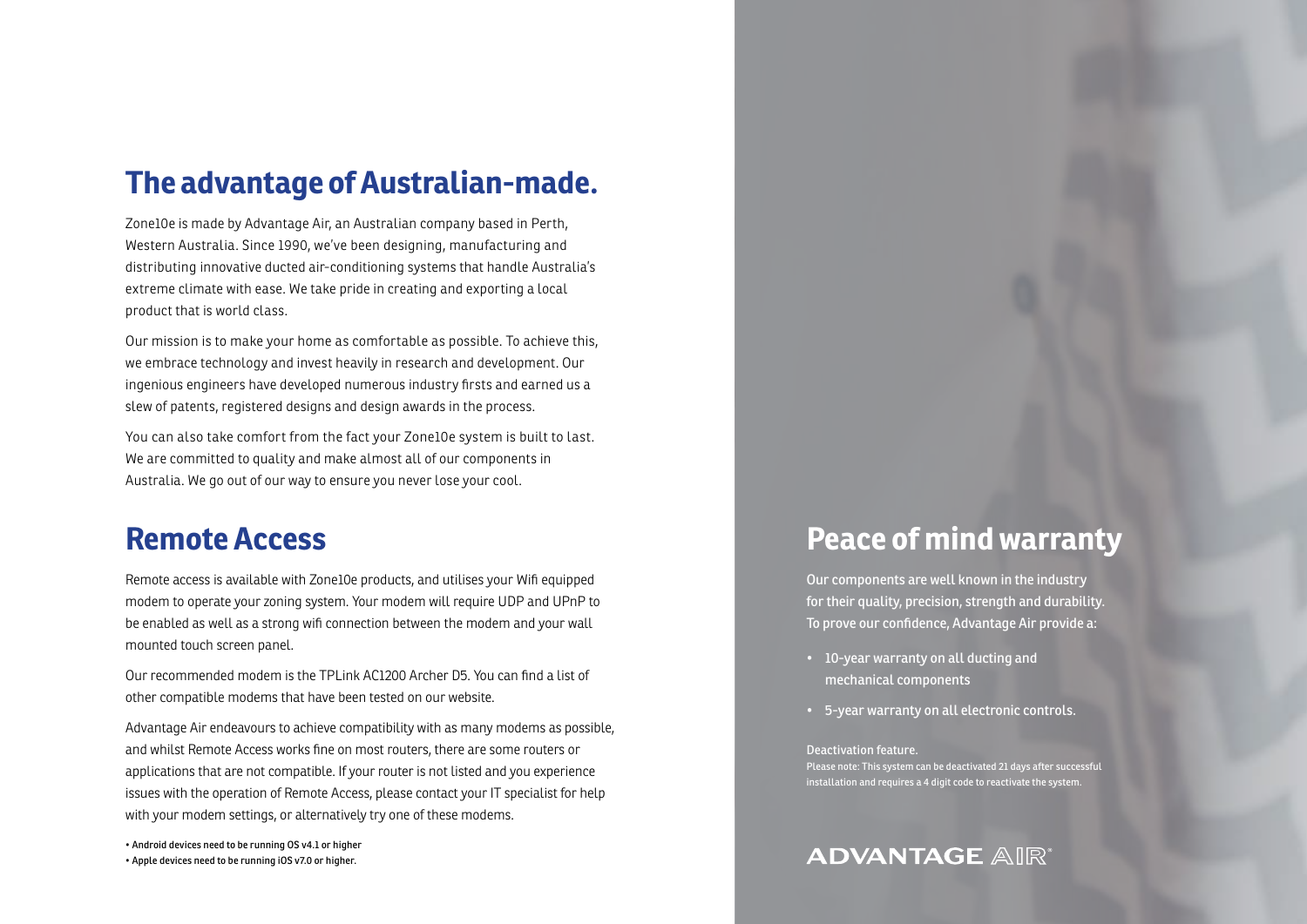## The advantage of Australian-made.

Zone10e is made by Advantage Air, an Australian company based in Perth, Western Australia. Since 1990, we've been designing, manufacturing and distributing innovative ducted air-conditioning systems that handle Australia's extreme climate with ease. We take pride in creating and exporting a local product that is world class.

Our mission is to make your home as comfortable as possible. To achieve this, we embrace technology and invest heavily in research and development. Our ingenious engineers have developed numerous industry firsts and earned us a slew of patents, registered designs and design awards in the process.

You can also take comfort from the fact your Zone10e system is built to last. We are committed to quality and make almost all of our components in Australia. We go out of our way to ensure you never lose your cool.

## Remote Access

Remote access is available with Zone10e products, and utilises your Wifi equipped modem to operate your zoning system. Your modem will require UDP and UPnP to be enabled as well as a strong wifi connection between the modem and your wall mounted touch screen panel.

Our recommended modem is the TPLink AC1200 Archer D5. You can find a list of other compatible modems that have been tested on our website.

Advantage Air endeavours to achieve compatibility with as many modems as possible, and whilst Remote Access works fine on most routers, there are some routers or applications that are not compatible. If your router is not listed and you experience issues with the operation of Remote Access, please contact your IT specialist for help with your modem settings, or alternatively try one of these modems.

- Android devices need to be running OS v4.1 or higher
- Apple devices need to be running iOS v7.0 or higher.

## Peace of mind warranty

Our components are well known in the industry for their quality, precision, strength and durability. To prove our confidence, Advantage Air provide a:

- 10-year warranty on all ducting and mechanical components
- 5-year warranty on all electronic controls.

Deactivation feature.

Please note: This system can be deactivated 21 days after successful installation and requires a 4 digit code to reactivate the system.

ADVANTAGE AIR®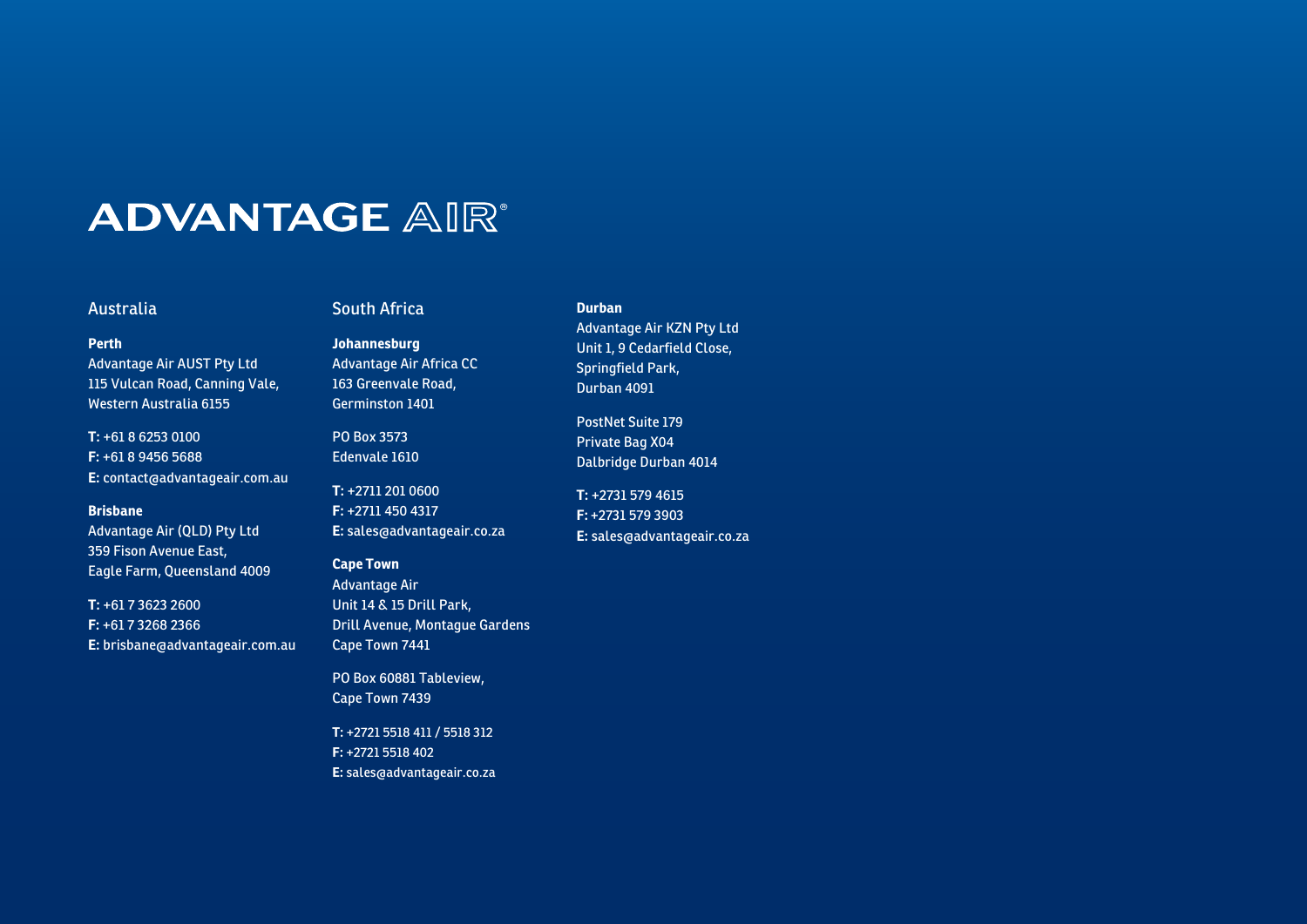# ADVANTAGE AIR®

## Australia

**Perth**
Advantage Air AUST Pty Ltd
115 Vulcan Road, Canning Vale,
Western Australia 6155

**T:** +61 8 6253 0100
**F:** +61 8 9456 5688
**E:** contact@advantageair.com.au

**Brisbane**
Advantage Air (QLD) Pty Ltd
359 Fison Avenue East,
Eagle Farm, Queensland 4009

**T:** +61 7 3623 2600
**F:** +61 7 3268 2366
**E:** brisbane@advantageair.com.au

## South Africa

**Johannesburg**
Advantage Air Africa CC
163 Greenvale Road,
Germinston 1401

PO Box 3573
Edenvale 1610

**T:** +2711 201 0600
**F:** +2711 450 4317
**E:** sales@advantageair.co.za

**Cape Town**
Advantage Air
Unit 14 & 15 Drill Park,
Drill Avenue, Montague Gardens
Cape Town 7441

PO Box 60881 Tableview,
Cape Town 7439

**T:** +2721 5518 411 / 5518 312
**F:** +2721 5518 402
**E:** sales@advantageair.co.za

**Durban**
Advantage Air KZN Pty Ltd
Unit 1, 9 Cedarfield Close,
Springfield Park,
Durban 4091

PostNet Suite 179
Private Bag X04
Dalbridge Durban 4014

**T:** +2731 579 4615
**F:** +2731 579 3903
**E:** sales@advantageair.co.za